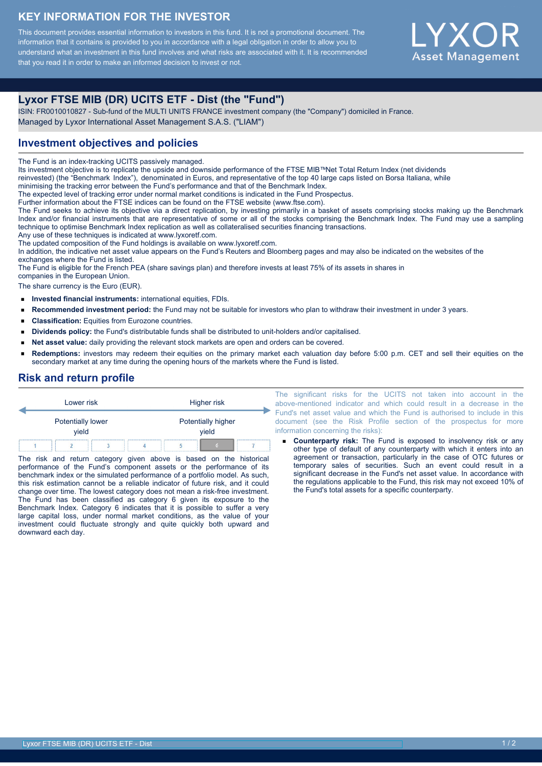# KEY INFORMATION FOR THE INVESTOR

This document provides essential information to investors in this fund. It is not a promotional document. The information that it contains is provided to you in accordance with a legal obligation in order to allow you to understand what an investment in this fund involves and what risks are associated with it. It is recommended that you read it in order to make an informed decision to invest or not.

LYXOR Asset Management

## Lyxor FTSE MIB (DR) UCITS ETF - Dist (the "Fund")

ISIN: FR0010010827 - Sub-fund of the MULTI UNITS FRANCE investment company (the "Company") domiciled in France.
Managed by Lyxor International Asset Management S.A.S. ("LIAM")

## Investment objectives and policies

The Fund is an index-tracking UCITS passively managed.
Its investment objective is to replicate the upside and downside performance of the FTSE MIB™Net Total Return Index (net dividends reinvested) (the "Benchmark Index"), denominated in Euros, and representative of the top 40 large caps listed on Borsa Italiana, while minimising the tracking error between the Fund's performance and that of the Benchmark Index.
The expected level of tracking error under normal market conditions is indicated in the Fund Prospectus.
Further information about the FTSE indices can be found on the FTSE website (www.ftse.com).
The Fund seeks to achieve its objective via a direct replication, by investing primarily in a basket of assets comprising stocks making up the Benchmark Index and/or financial instruments that are representative of some or all of the stocks comprising the Benchmark Index. The Fund may use a sampling technique to optimise Benchmark Index replication as well as collateralised securities financing transactions.
Any use of these techniques is indicated at www.lyxoretf.com.
The updated composition of the Fund holdings is available on www.lyxoretf.com.
In addition, the indicative net asset value appears on the Fund's Reuters and Bloomberg pages and may also be indicated on the websites of the exchanges where the Fund is listed.
The Fund is eligible for the French PEA (share savings plan) and therefore invests at least 75% of its assets in shares in companies in the European Union.
The share currency is the Euro (EUR).

- **Invested financial instruments:** international equities, FDIs.
- **Recommended investment period:** the Fund may not be suitable for investors who plan to withdraw their investment in under 3 years.
- **Classification:** Equities from Eurozone countries.
- **Dividends policy:** the Fund's distributable funds shall be distributed to unit-holders and/or capitalised.
- **Net asset value:** daily providing the relevant stock markets are open and orders can be covered.
- **Redemptions:** investors may redeem their equities on the primary market each valuation day before 5:00 p.m. CET and sell their equities on the secondary market at any time during the opening hours of the markets where the Fund is listed.

## Risk and return profile

| Lower risk | | | | | | Higher risk |
|---|---|---|---|---|---|---|
| Potentially lower yield | | | | | | Potentially higher yield |
| 1 | 2 | 3 | 4 | 5 | **6** | 7 |

The risk and return category given above is based on the historical performance of the Fund's component assets or the performance of its benchmark index or the simulated performance of a portfolio model. As such, this risk estimation cannot be a reliable indicator of future risk, and it could change over time. The lowest category does not mean a risk-free investment. The Fund has been classified as category 6 given its exposure to the Benchmark Index. Category 6 indicates that it is possible to suffer a very large capital loss, under normal market conditions, as the value of your investment could fluctuate strongly and quite quickly both upward and downward each day.

The significant risks for the UCITS not taken into account in the above-mentioned indicator and which could result in a decrease in the Fund's net asset value and which the Fund is authorised to include in this document (see the Risk Profile section of the prospectus for more information concerning the risks):

- **Counterparty risk:** The Fund is exposed to insolvency risk or any other type of default of any counterparty with which it enters into an agreement or transaction, particularly in the case of OTC futures or temporary sales of securities. Such an event could result in a significant decrease in the Fund's net asset value. In accordance with the regulations applicable to the Fund, this risk may not exceed 10% of the Fund's total assets for a specific counterparty.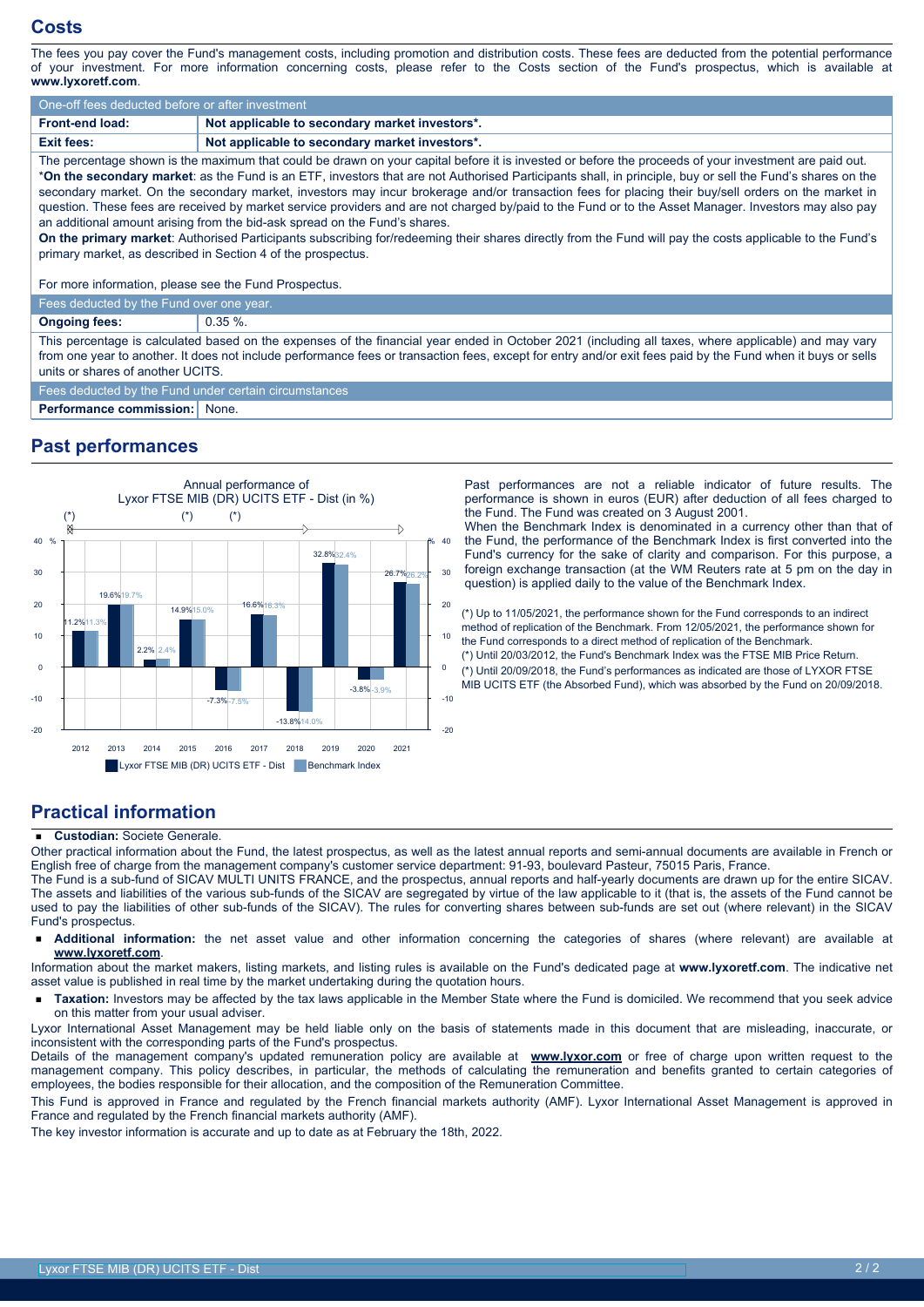## Costs

The fees you pay cover the Fund's management costs, including promotion and distribution costs. These fees are deducted from the potential performance of your investment. For more information concerning costs, please refer to the Costs section of the Fund's prospectus, which is available at **www.lyxoretf.com**.

| One-off fees deducted before or after investment | |
|---|---|
| **Front-end load:** | **Not applicable to secondary market investors*.** |
| **Exit fees:** | **Not applicable to secondary market investors*.** |

The percentage shown is the maximum that could be drawn on your capital before it is invested or before the proceeds of your investment are paid out.
***On the secondary market**: as the Fund is an ETF, investors that are not Authorised Participants shall, in principle, buy or sell the Fund's shares on the secondary market. On the secondary market, investors may incur brokerage and/or transaction fees for placing their buy/sell orders on the market in question. These fees are received by market service providers and are not charged by/paid to the Fund or to the Asset Manager. Investors may also pay an additional amount arising from the bid-ask spread on the Fund's shares.
**On the primary market**: Authorised Participants subscribing for/redeeming their shares directly from the Fund will pay the costs applicable to the Fund's primary market, as described in Section 4 of the prospectus.

For more information, please see the Fund Prospectus.

| Fees deducted by the Fund over one year. | |
|---|---|
| **Ongoing fees:** | 0.35 %. |

This percentage is calculated based on the expenses of the financial year ended in October 2021 (including all taxes, where applicable) and may vary from one year to another. It does not include performance fees or transaction fees, except for entry and/or exit fees paid by the Fund when it buys or sells units or shares of another UCITS.

| Fees deducted by the Fund under certain circumstances | |
|---|---|
| **Performance commission:** | None. |

## Past performances

Annual performance of
Lyxor FTSE MIB (DR) UCITS ETF - Dist (in %)

(*) (*) (*)

2012: 11.2% 11.3%
2013: 19.6% 19.7%
2014: 2.2% 2.4%
2015: 14.9% 15.0%
2016: -7.3% -7.5%
2017: 16.6% 16.3%
2018: -13.8% 14.0%
2019: 32.8% 32.4%
2020: -3.8% -3.9%
2021: 26.7% 26.2%

Lyxor FTSE MIB (DR) UCITS ETF - Dist | Benchmark Index

Past performances are not a reliable indicator of future results. The performance is shown in euros (EUR) after deduction of all fees charged to the Fund. The Fund was created on 3 August 2001.
When the Benchmark Index is denominated in a currency other than that of the Fund, the performance of the Benchmark Index is first converted into the Fund's currency for the sake of clarity and comparison. For this purpose, a foreign exchange transaction (at the WM Reuters rate at 5 pm on the day in question) is applied daily to the value of the Benchmark Index.

(*) Up to 11/05/2021, the performance shown for the Fund corresponds to an indirect method of replication of the Benchmark. From 12/05/2021, the performance shown for the Fund corresponds to a direct method of replication of the Benchmark.
(*) Until 20/03/2012, the Fund's Benchmark Index was the FTSE MIB Price Return.
(*) Until 20/09/2018, the Fund's performances as indicated are those of LYXOR FTSE MIB UCITS ETF (the Absorbed Fund), which was absorbed by the Fund on 20/09/2018.

## Practical information

- **Custodian:** Societe Generale.

Other practical information about the Fund, the latest prospectus, as well as the latest annual reports and semi-annual documents are available in French or English free of charge from the management company's customer service department: 91-93, boulevard Pasteur, 75015 Paris, France.
The Fund is a sub-fund of SICAV MULTI UNITS FRANCE, and the prospectus, annual reports and half-yearly documents are drawn up for the entire SICAV. The assets and liabilities of the various sub-funds of the SICAV are segregated by virtue of the law applicable to it (that is, the assets of the Fund cannot be used to pay the liabilities of other sub-funds of the SICAV). The rules for converting shares between sub-funds are set out (where relevant) in the SICAV Fund's prospectus.

- **Additional information:** the net asset value and other information concerning the categories of shares (where relevant) are available at **www.lyxoretf.com**.

Information about the market makers, listing markets, and listing rules is available on the Fund's dedicated page at **www.lyxoretf.com**. The indicative net asset value is published in real time by the market undertaking during the quotation hours.

- **Taxation:** Investors may be affected by the tax laws applicable in the Member State where the Fund is domiciled. We recommend that you seek advice on this matter from your usual adviser.

Lyxor International Asset Management may be held liable only on the basis of statements made in this document that are misleading, inaccurate, or inconsistent with the corresponding parts of the Fund's prospectus.
Details of the management company's updated remuneration policy are available at **www.lyxor.com** or free of charge upon written request to the management company. This policy describes, in particular, the methods of calculating the remuneration and benefits granted to certain categories of employees, the bodies responsible for their allocation, and the composition of the Remuneration Committee.
This Fund is approved in France and regulated by the French financial markets authority (AMF). Lyxor International Asset Management is approved in France and regulated by the French financial markets authority (AMF).
The key investor information is accurate and up to date as at February the 18th, 2022.